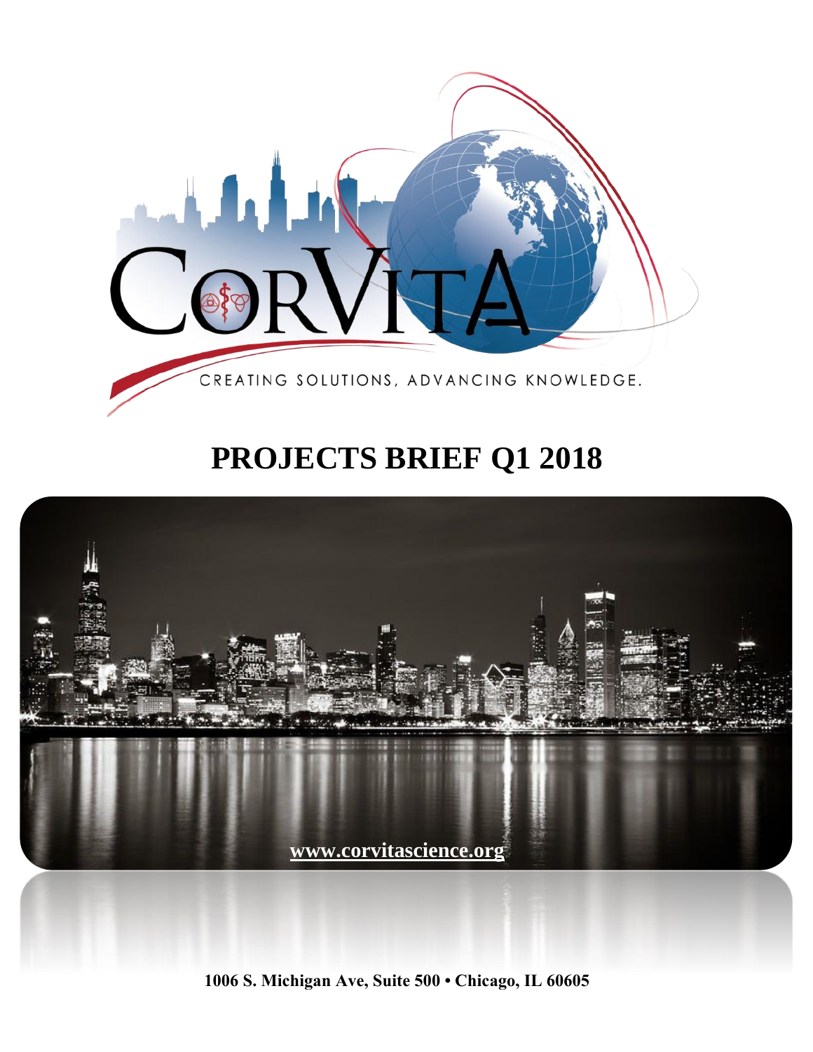CORVITA

CREATING SOLUTIONS, ADVANCING KNOWLEDGE.

# PROJECTS BRIEF Q1 2018

www.corvitascience.org

**1006 S. Michigan Ave, Suite 500 • Chicago, IL 60605**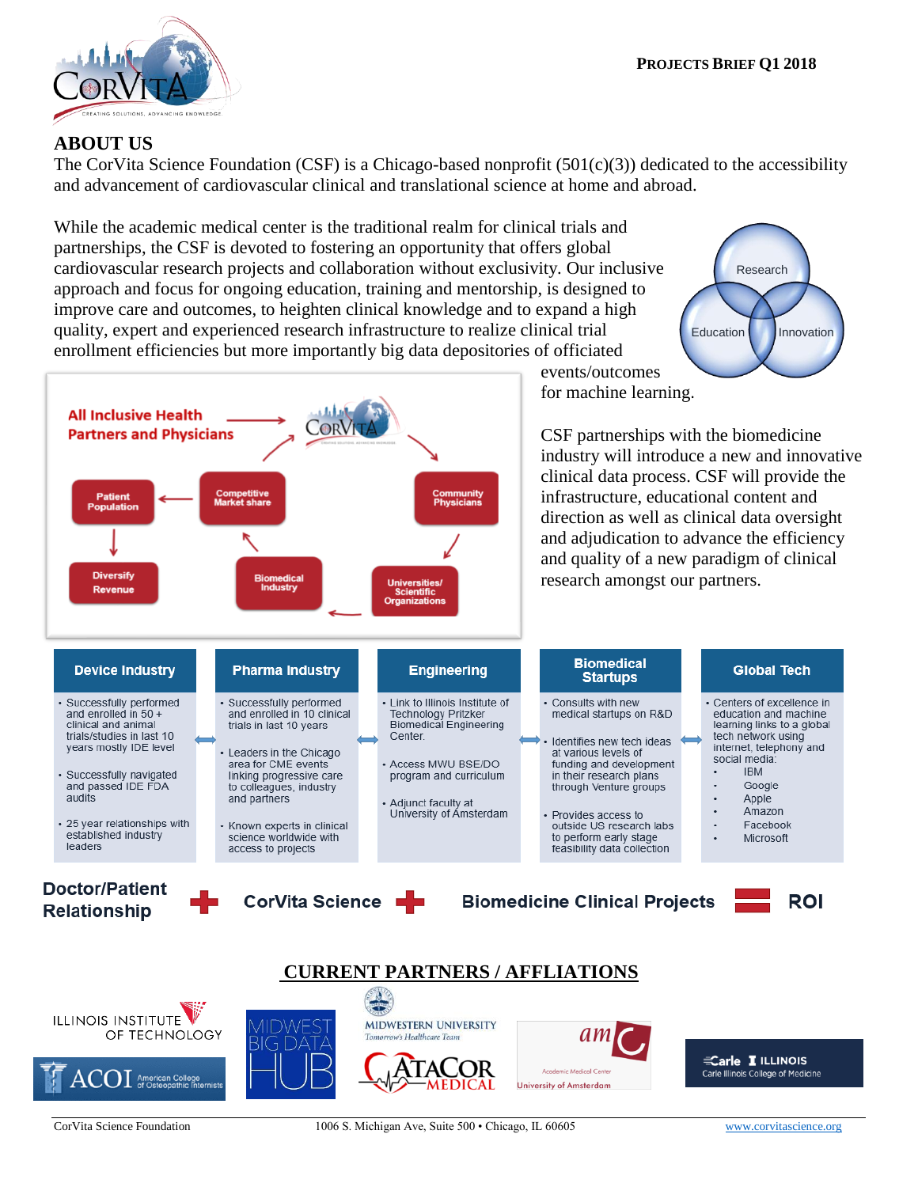**PROJECTS BRIEF Q1 2018**

## ABOUT US

The CorVita Science Foundation (CSF) is a Chicago-based nonprofit (501(c)(3)) dedicated to the accessibility and advancement of cardiovascular clinical and translational science at home and abroad.

While the academic medical center is the traditional realm for clinical trials and partnerships, the CSF is devoted to fostering an opportunity that offers global cardiovascular research projects and collaboration without exclusivity. Our inclusive approach and focus for ongoing education, training and mentorship, is designed to improve care and outcomes, to heighten clinical knowledge and to expand a high quality, expert and experienced research infrastructure to realize clinical trial enrollment efficiencies but more importantly big data depositories of officiated events/outcomes for machine learning.

Research · Education · Innovation

All Inclusive Health Partners and Physicians → CorVita → Community Physicians → Universities/ Scientific Organizations → Biomedical Industry → Competitive Market share → Patient Population → Diversify Revenue

CSF partnerships with the biomedicine industry will introduce a new and innovative clinical data process. CSF will provide the infrastructure, educational content and direction as well as clinical data oversight and adjudication to advance the efficiency and quality of a new paradigm of clinical research amongst our partners.

| Device Industry | Pharma Industry | Engineering | Biomedical Startups | Global Tech |
|---|---|---|---|---|
| • Successfully performed and enrolled in 50 + clinical and animal trials/studies in last 10 years mostly IDE level<br>• Successfully navigated and passed IDE FDA audits<br>• 25 year relationships with established industry leaders | • Successfully performed and enrolled in 10 clinical trials in last 10 years<br>• Leaders in the Chicago area for CME events linking progressive care to colleagues, industry and partners<br>• Known experts in clinical science worldwide with access to projects | • Link to Illinois Institute of Technology Pritzker Biomedical Engineering Center.<br>• Access MWU BSE/DO program and curriculum<br>• Adjunct faculty at University of Amsterdam | • Consults with new medical startups on R&D<br>• Identifies new tech ideas at various levels of funding and development in their research plans through Venture groups<br>• Provides access to outside US research labs to perform early stage feasibility data collection | • Centers of excellence in education and machine learning links to a global tech network using internet, telephony and social media:<br>- IBM<br>- Google<br>- Apple<br>- Amazon<br>- Facebook<br>- Microsoft |

**Doctor/Patient Relationship + CorVita Science + Biomedicine Clinical Projects = ROI**

## CURRENT PARTNERS / AFFLIATIONS

Illinois Institute of Technology · ACOI American College of Osteopathic Internists · Midwest Big Data Hub · Midwestern University Tomorrow's Healthcare Team · AtaCor Medical · amc Academic Medical Center University of Amsterdam · Carle Illinois College of Medicine

CorVita Science Foundation · 1006 S. Michigan Ave, Suite 500 • Chicago, IL 60605 · www.corvitascience.org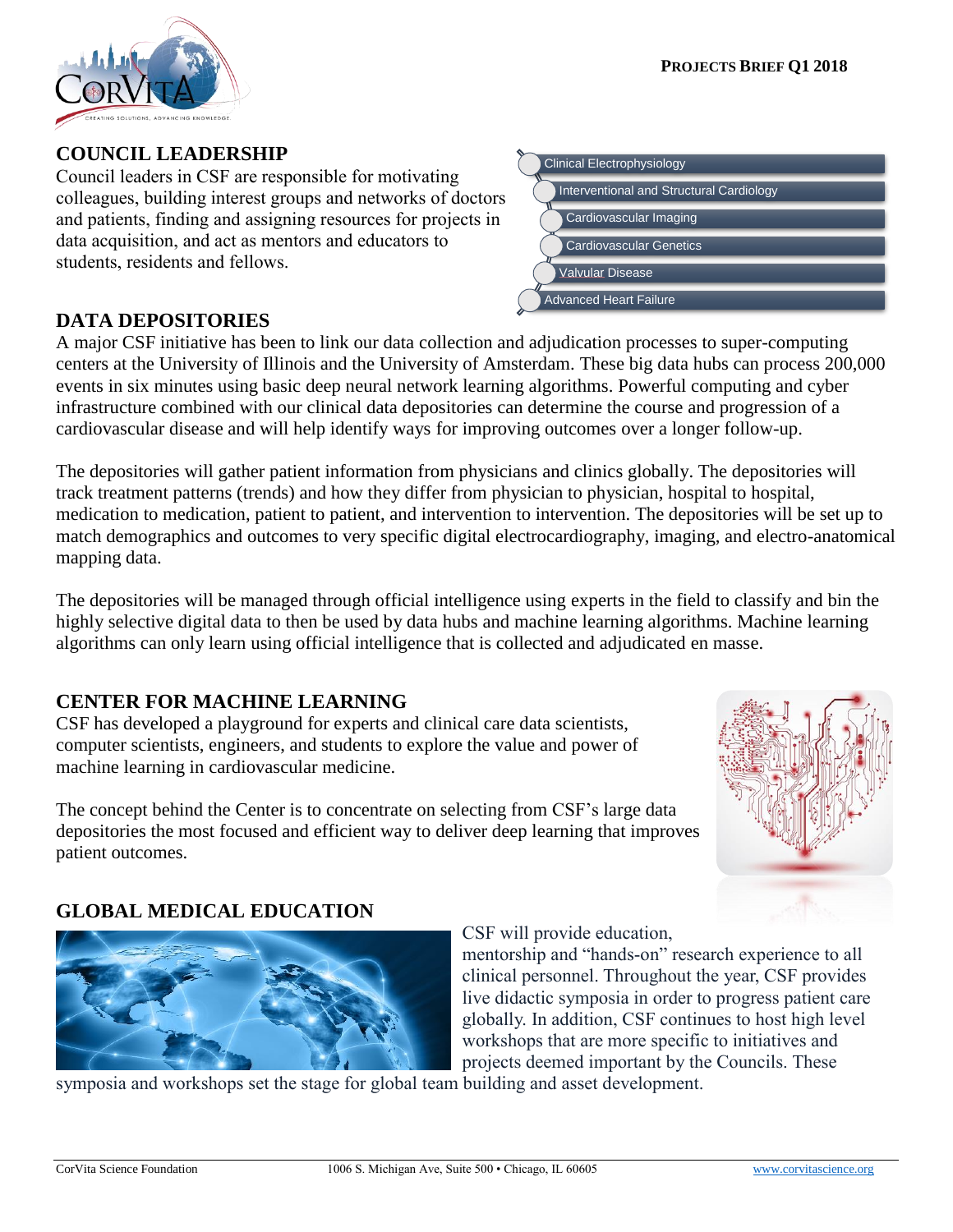**PROJECTS BRIEF Q1 2018**

## COUNCIL LEADERSHIP

Council leaders in CSF are responsible for motivating colleagues, building interest groups and networks of doctors and patients, finding and assigning resources for projects in data acquisition, and act as mentors and educators to students, residents and fellows.

- Clinical Electrophysiology
- Interventional and Structural Cardiology
- Cardiovascular Imaging
- Cardiovascular Genetics
- Valvular Disease
- Advanced Heart Failure

## DATA DEPOSITORIES

A major CSF initiative has been to link our data collection and adjudication processes to super-computing centers at the University of Illinois and the University of Amsterdam. These big data hubs can process 200,000 events in six minutes using basic deep neural network learning algorithms. Powerful computing and cyber infrastructure combined with our clinical data depositories can determine the course and progression of a cardiovascular disease and will help identify ways for improving outcomes over a longer follow-up.

The depositories will gather patient information from physicians and clinics globally. The depositories will track treatment patterns (trends) and how they differ from physician to physician, hospital to hospital, medication to medication, patient to patient, and intervention to intervention. The depositories will be set up to match demographics and outcomes to very specific digital electrocardiography, imaging, and electro-anatomical mapping data.

The depositories will be managed through official intelligence using experts in the field to classify and bin the highly selective digital data to then be used by data hubs and machine learning algorithms. Machine learning algorithms can only learn using official intelligence that is collected and adjudicated en masse.

## CENTER FOR MACHINE LEARNING

CSF has developed a playground for experts and clinical care data scientists, computer scientists, engineers, and students to explore the value and power of machine learning in cardiovascular medicine.

The concept behind the Center is to concentrate on selecting from CSF's large data depositories the most focused and efficient way to deliver deep learning that improves patient outcomes.

## GLOBAL MEDICAL EDUCATION

CSF will provide education, mentorship and "hands-on" research experience to all clinical personnel. Throughout the year, CSF provides live didactic symposia in order to progress patient care globally. In addition, CSF continues to host high level workshops that are more specific to initiatives and projects deemed important by the Councils. These symposia and workshops set the stage for global team building and asset development.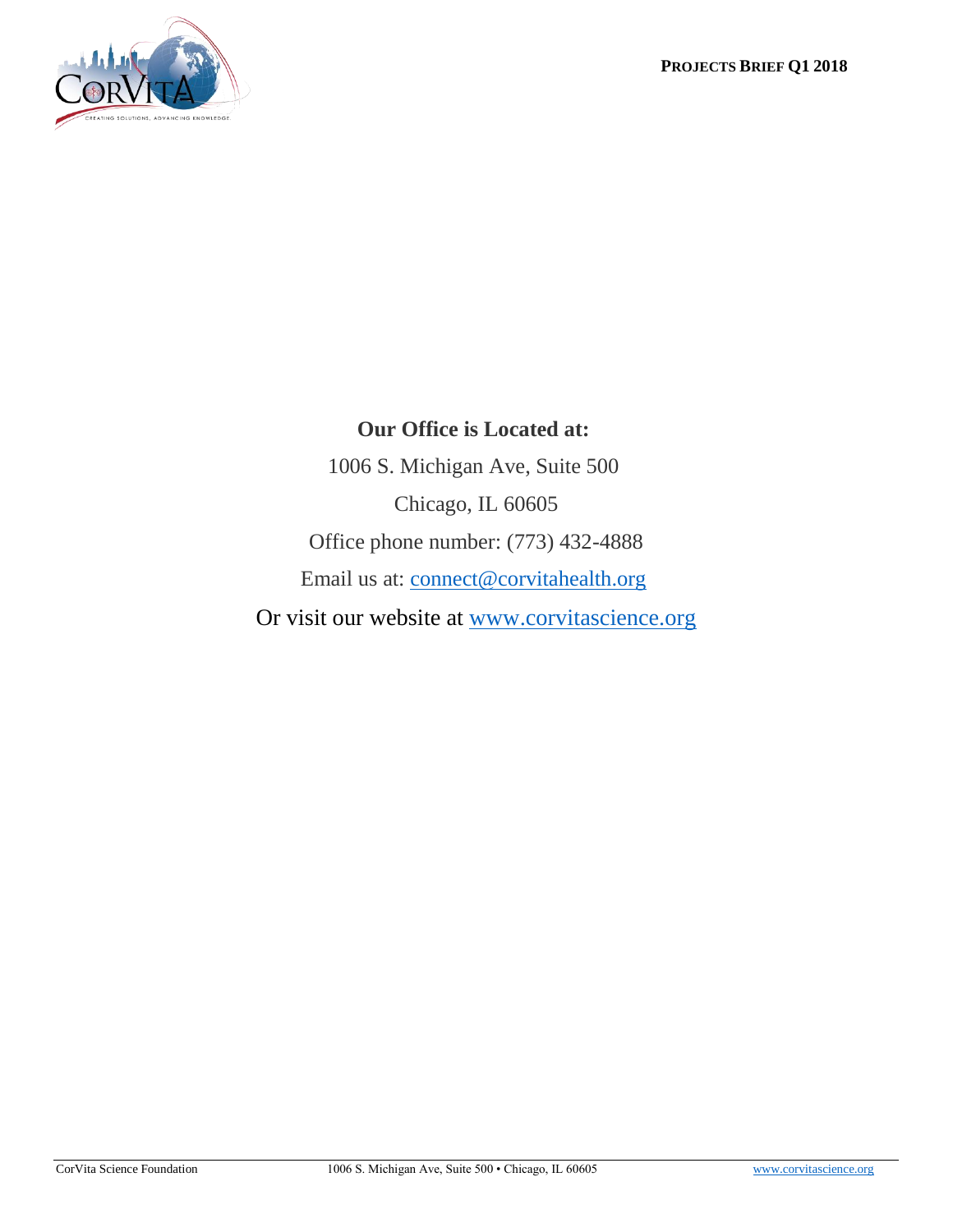**Our Office is Located at:**

1006 S. Michigan Ave, Suite 500

Chicago, IL 60605

Office phone number: (773) 432-4888

Email us at: connect@corvitahealth.org

Or visit our website at www.corvitascience.org